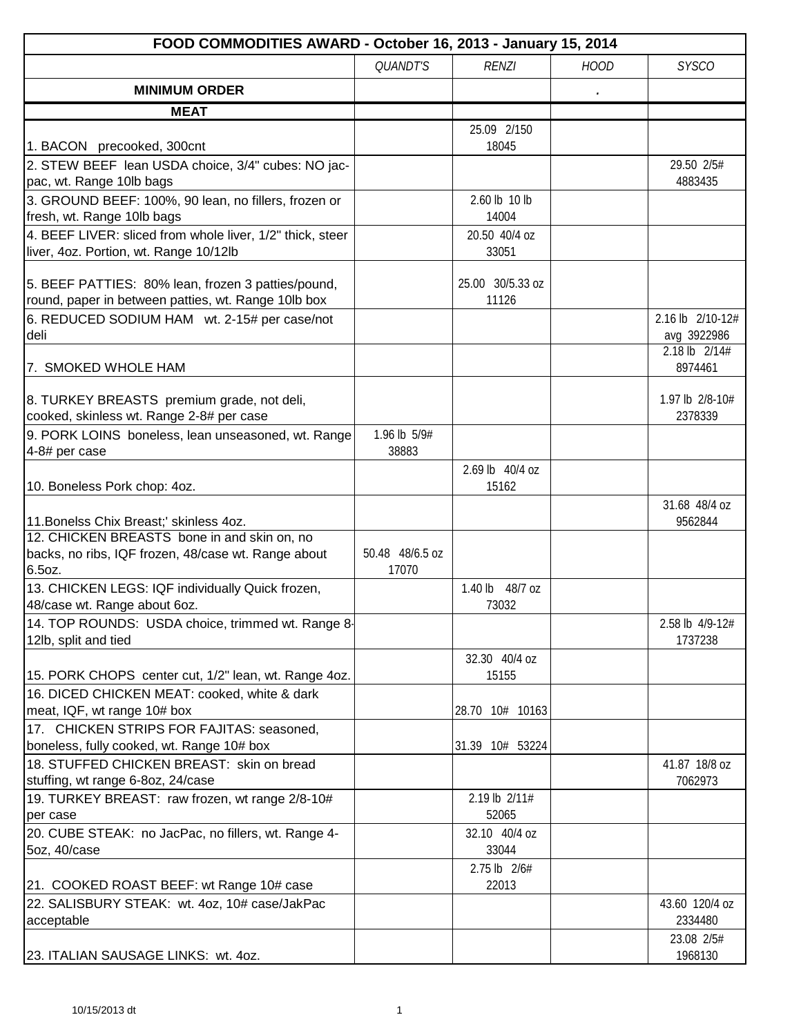| FOOD COMMODITIES AWARD - October 16, 2013 - January 15, 2014 | | | | |
|---|---|---|---|---|
| | *QUANDT'S* | *RENZI* | *HOOD* | *SYSCO* |
| **MINIMUM ORDER** | | | . | |
| **MEAT** | | | | |
| 1. BACON precooked, 300cnt | | 25.09 2/150 18045 | | |
| 2. STEW BEEF lean USDA choice, 3/4" cubes: NO jac-pac, wt. Range 10lb bags | | | | 29.50 2/5# 4883435 |
| 3. GROUND BEEF: 100%, 90 lean, no fillers, frozen or fresh, wt. Range 10lb bags | | 2.60 lb 10 lb 14004 | | |
| 4. BEEF LIVER: sliced from whole liver, 1/2" thick, steer liver, 4oz. Portion, wt. Range 10/12lb | | 20.50 40/4 oz 33051 | | |
| 5. BEEF PATTIES: 80% lean, frozen 3 patties/pound, round, paper in between patties, wt. Range 10lb box | | 25.00 30/5.33 oz 11126 | | |
| 6. REDUCED SODIUM HAM wt. 2-15# per case/not deli | | | | 2.16 lb 2/10-12# avg 3922986 |
| 7. SMOKED WHOLE HAM | | | | 2.18 lb 2/14# 8974461 |
| 8. TURKEY BREASTS premium grade, not deli, cooked, skinless wt. Range 2-8# per case | | | | 1.97 lb 2/8-10# 2378339 |
| 9. PORK LOINS boneless, lean unseasoned, wt. Range 4-8# per case | 1.96 lb 5/9# 38883 | | | |
| 10. Boneless Pork chop: 4oz. | | 2.69 lb 40/4 oz 15162 | | |
| 11.Bonelss Chix Breast;' skinless 4oz. | | | | 31.68 48/4 oz 9562844 |
| 12. CHICKEN BREASTS bone in and skin on, no backs, no ribs, IQF frozen, 48/case wt. Range about 6.5oz. | 50.48 48/6.5 oz 17070 | | | |
| 13. CHICKEN LEGS: IQF individually Quick frozen, 48/case wt. Range about 6oz. | | 1.40 lb 48/7 oz 73032 | | |
| 14. TOP ROUNDS: USDA choice, trimmed wt. Range 8-12lb, split and tied | | | | 2.58 lb 4/9-12# 1737238 |
| 15. PORK CHOPS center cut, 1/2" lean, wt. Range 4oz. | | 32.30 40/4 oz 15155 | | |
| 16. DICED CHICKEN MEAT: cooked, white & dark meat, IQF, wt range 10# box | | 28.70 10# 10163 | | |
| 17. CHICKEN STRIPS FOR FAJITAS: seasoned, boneless, fully cooked, wt. Range 10# box | | 31.39 10# 53224 | | |
| 18. STUFFED CHICKEN BREAST: skin on bread stuffing, wt range 6-8oz, 24/case | | | | 41.87 18/8 oz 7062973 |
| 19. TURKEY BREAST: raw frozen, wt range 2/8-10# per case | | 2.19 lb 2/11# 52065 | | |
| 20. CUBE STEAK: no JacPac, no fillers, wt. Range 4-5oz, 40/case | | 32.10 40/4 oz 33044 | | |
| 21. COOKED ROAST BEEF: wt Range 10# case | | 2.75 lb 2/6# 22013 | | |
| 22. SALISBURY STEAK: wt. 4oz, 10# case/JakPac acceptable | | | | 43.60 120/4 oz 2334480 |
| 23. ITALIAN SAUSAGE LINKS: wt. 4oz. | | | | 23.08 2/5# 1968130 |

10/15/2013 dt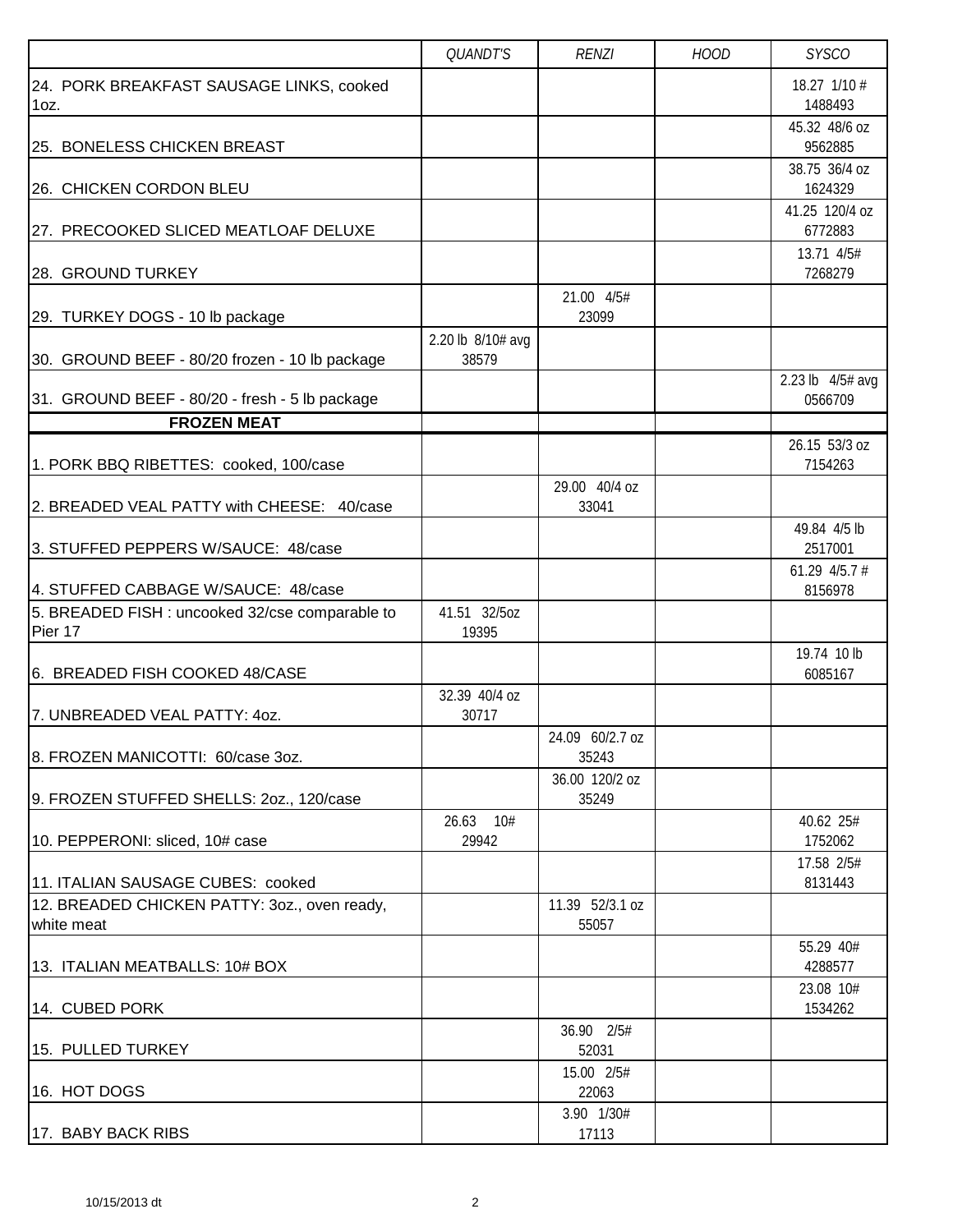| | QUANDT'S | RENZI | HOOD | SYSCO |
|---|---|---|---|---|
| 24. PORK BREAKFAST SAUSAGE LINKS, cooked 1oz. | | | | 18.27 1/10 # 1488493 |
| 25. BONELESS CHICKEN BREAST | | | | 45.32 48/6 oz 9562885 |
| 26. CHICKEN CORDON BLEU | | | | 38.75 36/4 oz 1624329 |
| 27. PRECOOKED SLICED MEATLOAF DELUXE | | | | 41.25 120/4 oz 6772883 |
| 28. GROUND TURKEY | | | | 13.71 4/5# 7268279 |
| 29. TURKEY DOGS - 10 lb package | | 21.00 4/5# 23099 | | |
| 30. GROUND BEEF - 80/20 frozen - 10 lb package | 2.20 lb 8/10# avg 38579 | | | |
| 31. GROUND BEEF - 80/20 - fresh - 5 lb package | | | | 2.23 lb 4/5# avg 0566709 |
| **FROZEN MEAT** | | | | |
| 1. PORK BBQ RIBETTES: cooked, 100/case | | | | 26.15 53/3 oz 7154263 |
| 2. BREADED VEAL PATTY with CHEESE: 40/case | | 29.00 40/4 oz 33041 | | |
| 3. STUFFED PEPPERS W/SAUCE: 48/case | | | | 49.84 4/5 lb 2517001 |
| 4. STUFFED CABBAGE W/SAUCE: 48/case | | | | 61.29 4/5.7 # 8156978 |
| 5. BREADED FISH : uncooked 32/cse comparable to Pier 17 | 41.51 32/5oz 19395 | | | |
| 6. BREADED FISH COOKED 48/CASE | | | | 19.74 10 lb 6085167 |
| 7. UNBREADED VEAL PATTY: 4oz. | 32.39 40/4 oz 30717 | | | |
| 8. FROZEN MANICOTTI: 60/case 3oz. | | 24.09 60/2.7 oz 35243 | | |
| 9. FROZEN STUFFED SHELLS: 2oz., 120/case | | 36.00 120/2 oz 35249 | | |
| 10. PEPPERONI: sliced, 10# case | 26.63 10# 29942 | | | 40.62 25# 1752062 |
| 11. ITALIAN SAUSAGE CUBES: cooked | | | | 17.58 2/5# 8131443 |
| 12. BREADED CHICKEN PATTY: 3oz., oven ready, white meat | | 11.39 52/3.1 oz 55057 | | |
| 13. ITALIAN MEATBALLS: 10# BOX | | | | 55.29 40# 4288577 |
| 14. CUBED PORK | | | | 23.08 10# 1534262 |
| 15. PULLED TURKEY | | 36.90 2/5# 52031 | | |
| 16. HOT DOGS | | 15.00 2/5# 22063 | | |
| 17. BABY BACK RIBS | | 3.90 1/30# 17113 | | |

10/15/2013 dt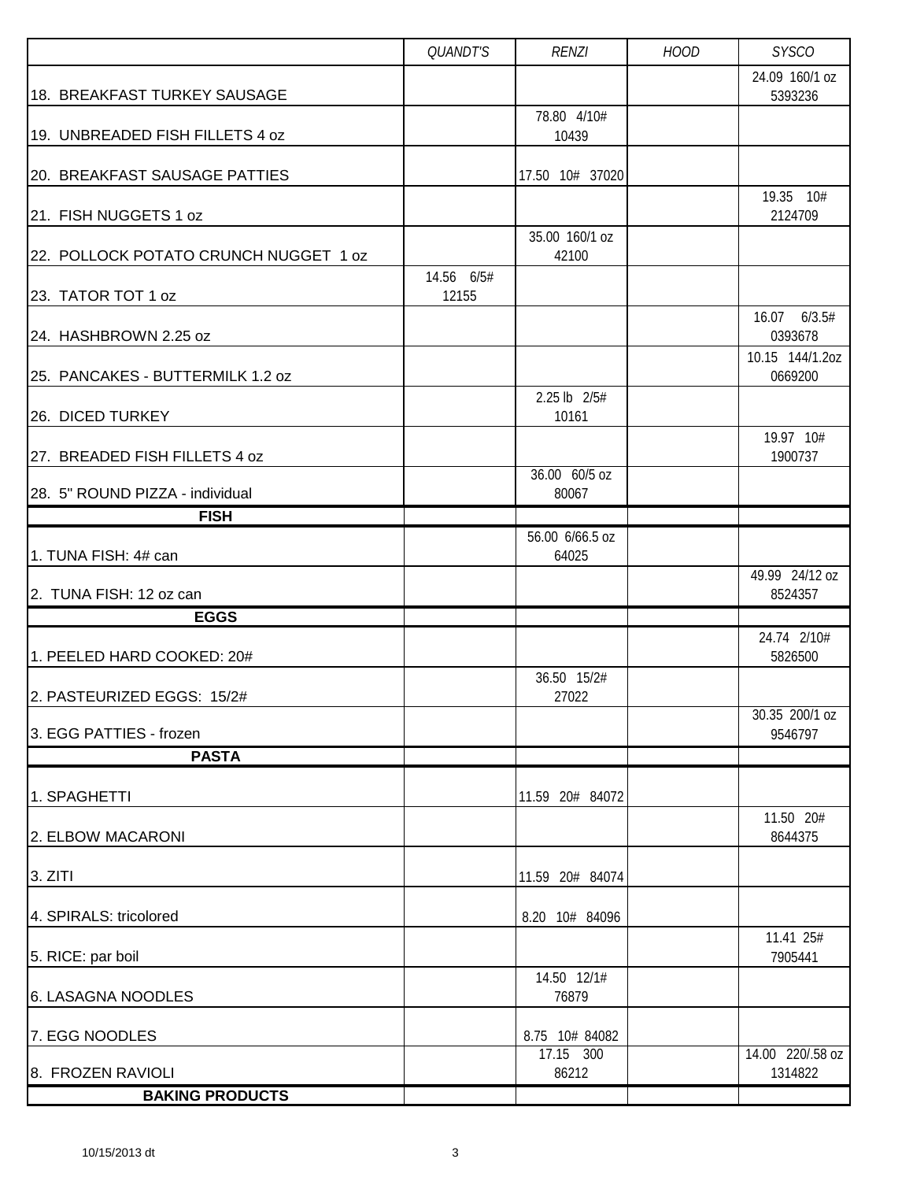| | *QUANDT'S* | *RENZI* | *HOOD* | *SYSCO* |
|---|---|---|---|---|
| 18. BREAKFAST TURKEY SAUSAGE | | | | 24.09 160/1 oz 5393236 |
| 19. UNBREADED FISH FILLETS 4 oz | | 78.80 4/10# 10439 | | |
| 20. BREAKFAST SAUSAGE PATTIES | | 17.50 10# 37020 | | |
| 21. FISH NUGGETS 1 oz | | | | 19.35 10# 2124709 |
| 22. POLLOCK POTATO CRUNCH NUGGET 1 oz | | 35.00 160/1 oz 42100 | | |
| 23. TATOR TOT 1 oz | 14.56 6/5# 12155 | | | |
| 24. HASHBROWN 2.25 oz | | | | 16.07 6/3.5# 0393678 |
| 25. PANCAKES - BUTTERMILK 1.2 oz | | | | 10.15 144/1.2oz 0669200 |
| 26. DICED TURKEY | | 2.25 lb 2/5# 10161 | | |
| 27. BREADED FISH FILLETS 4 oz | | | | 19.97 10# 1900737 |
| 28. 5" ROUND PIZZA - individual | | 36.00 60/5 oz 80067 | | |
| **FISH** | | | | |
| 1. TUNA FISH: 4# can | | 56.00 6/66.5 oz 64025 | | |
| 2. TUNA FISH: 12 oz can | | | | 49.99 24/12 oz 8524357 |
| **EGGS** | | | | |
| 1. PEELED HARD COOKED: 20# | | | | 24.74 2/10# 5826500 |
| 2. PASTEURIZED EGGS: 15/2# | | 36.50 15/2# 27022 | | |
| 3. EGG PATTIES - frozen | | | | 30.35 200/1 oz 9546797 |
| **PASTA** | | | | |
| 1. SPAGHETTI | | 11.59 20# 84072 | | |
| 2. ELBOW MACARONI | | | | 11.50 20# 8644375 |
| 3. ZITI | | 11.59 20# 84074 | | |
| 4. SPIRALS: tricolored | | 8.20 10# 84096 | | |
| 5. RICE: par boil | | | | 11.41 25# 7905441 |
| 6. LASAGNA NOODLES | | 14.50 12/1# 76879 | | |
| 7. EGG NOODLES | | 8.75 10# 84082 | | |
| 8. FROZEN RAVIOLI | | 17.15 300 86212 | | 14.00 220/.58 oz 1314822 |
| **BAKING PRODUCTS** | | | | |

10/15/2013 dt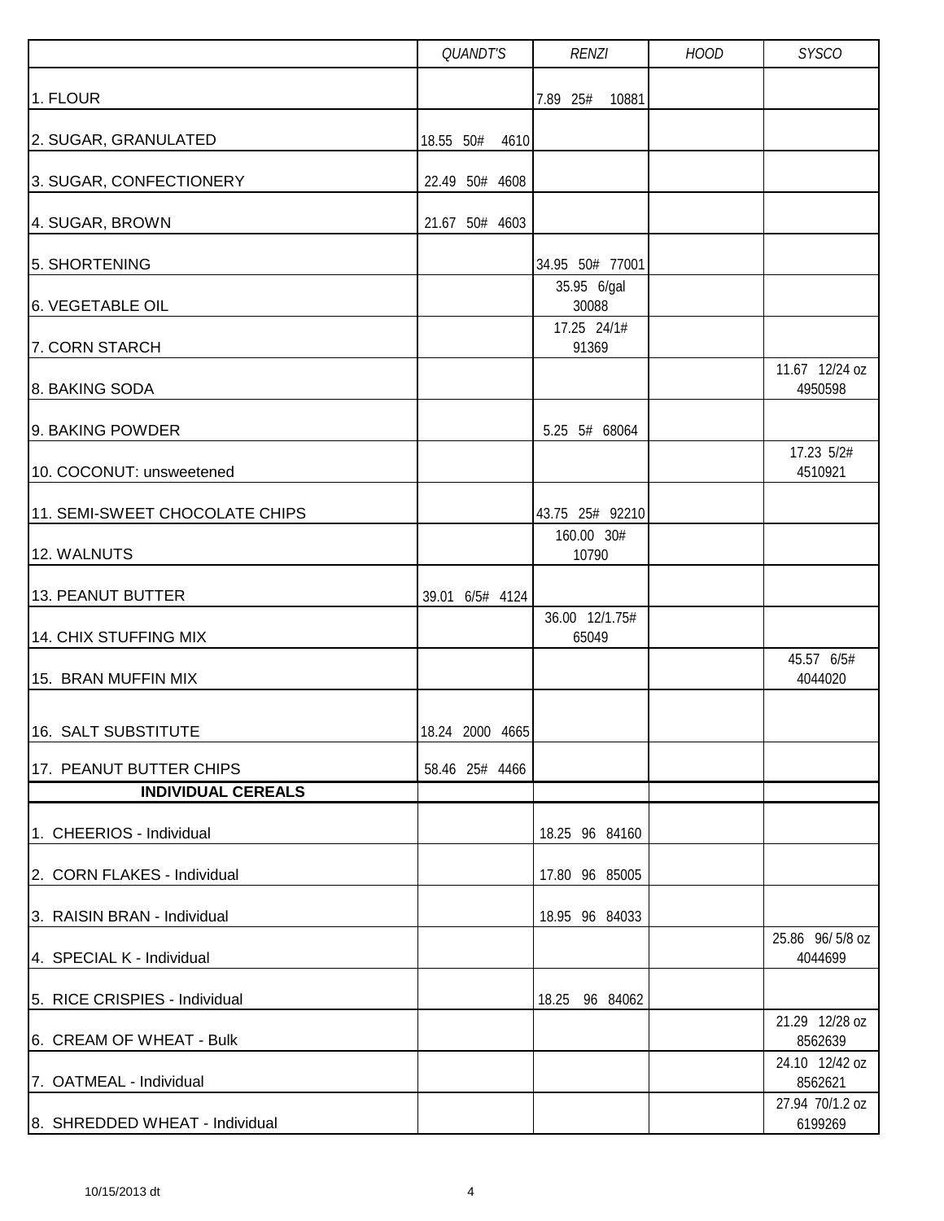| | QUANDT'S | RENZI | HOOD | SYSCO |
|---|---|---|---|---|
| 1. FLOUR | | 7.89 25# 10881 | | |
| 2. SUGAR, GRANULATED | 18.55 50# 4610 | | | |
| 3. SUGAR, CONFECTIONERY | 22.49 50# 4608 | | | |
| 4. SUGAR, BROWN | 21.67 50# 4603 | | | |
| 5. SHORTENING | | 34.95 50# 77001 | | |
| 6. VEGETABLE OIL | | 35.95 6/gal 30088 | | |
| 7. CORN STARCH | | 17.25 24/1# 91369 | | |
| 8. BAKING SODA | | | | 11.67 12/24 oz 4950598 |
| 9. BAKING POWDER | | 5.25 5# 68064 | | |
| 10. COCONUT: unsweetened | | | | 17.23 5/2# 4510921 |
| 11. SEMI-SWEET CHOCOLATE CHIPS | | 43.75 25# 92210 | | |
| 12. WALNUTS | | 160.00 30# 10790 | | |
| 13. PEANUT BUTTER | 39.01 6/5# 4124 | | | |
| 14. CHIX STUFFING MIX | | 36.00 12/1.75# 65049 | | |
| 15. BRAN MUFFIN MIX | | | | 45.57 6/5# 4044020 |
| 16. SALT SUBSTITUTE | 18.24 2000 4665 | | | |
| 17. PEANUT BUTTER CHIPS | 58.46 25# 4466 | | | |
| **INDIVIDUAL CEREALS** | | | | |
| 1. CHEERIOS - Individual | | 18.25 96 84160 | | |
| 2. CORN FLAKES - Individual | | 17.80 96 85005 | | |
| 3. RAISIN BRAN - Individual | | 18.95 96 84033 | | |
| 4. SPECIAL K - Individual | | | | 25.86 96/ 5/8 oz 4044699 |
| 5. RICE CRISPIES - Individual | | 18.25 96 84062 | | |
| 6. CREAM OF WHEAT - Bulk | | | | 21.29 12/28 oz 8562639 |
| 7. OATMEAL - Individual | | | | 24.10 12/42 oz 8562621 |
| 8. SHREDDED WHEAT - Individual | | | | 27.94 70/1.2 oz 6199269 |

10/15/2013 dt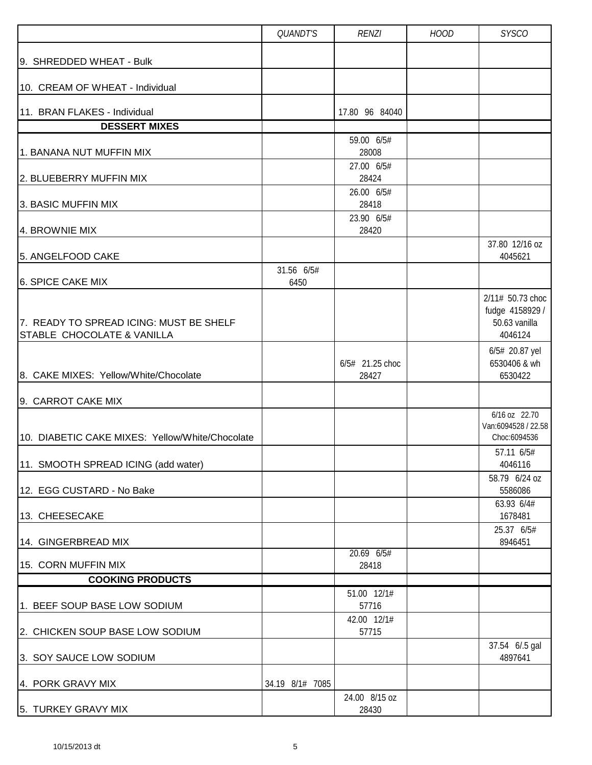|  | QUANDT'S | RENZI | HOOD | SYSCO |
|---|---|---|---|---|
| 9. SHREDDED WHEAT - Bulk |  |  |  |  |
| 10. CREAM OF WHEAT - Individual |  |  |  |  |
| 11. BRAN FLAKES - Individual |  | 17.80 96 84040 |  |  |
| **DESSERT MIXES** |  |  |  |  |
| 1. BANANA NUT MUFFIN MIX |  | 59.00 6/5# 28008 |  |  |
| 2. BLUEBERRY MUFFIN MIX |  | 27.00 6/5# 28424 |  |  |
| 3. BASIC MUFFIN MIX |  | 26.00 6/5# 28418 |  |  |
| 4. BROWNIE MIX |  | 23.90 6/5# 28420 |  |  |
| 5. ANGELFOOD CAKE |  |  |  | 37.80 12/16 oz 4045621 |
| 6. SPICE CAKE MIX | 31.56 6/5# 6450 |  |  |  |
| 7. READY TO SPREAD ICING: MUST BE SHELF STABLE CHOCOLATE & VANILLA |  |  |  | 2/11# 50.73 choc fudge 4158929 / 50.63 vanilla 4046124 |
| 8. CAKE MIXES: Yellow/White/Chocolate |  | 6/5# 21.25 choc 28427 |  | 6/5# 20.87 yel 6530406 & wh 6530422 |
| 9. CARROT CAKE MIX |  |  |  |  |
| 10. DIABETIC CAKE MIXES: Yellow/White/Chocolate |  |  |  | 6/16 oz 22.70 Van:6094528 / 22.58 Choc:6094536 |
| 11. SMOOTH SPREAD ICING (add water) |  |  |  | 57.11 6/5# 4046116 |
| 12. EGG CUSTARD - No Bake |  |  |  | 58.79 6/24 oz 5586086 |
| 13. CHEESECAKE |  |  |  | 63.93 6/4# 1678481 |
| 14. GINGERBREAD MIX |  |  |  | 25.37 6/5# 8946451 |
| 15. CORN MUFFIN MIX |  | 20.69 6/5# 28418 |  |  |
| **COOKING PRODUCTS** |  |  |  |  |
| 1. BEEF SOUP BASE LOW SODIUM |  | 51.00 12/1# 57716 |  |  |
| 2. CHICKEN SOUP BASE LOW SODIUM |  | 42.00 12/1# 57715 |  |  |
| 3. SOY SAUCE LOW SODIUM |  |  |  | 37.54 6/.5 gal 4897641 |
| 4. PORK GRAVY MIX | 34.19 8/1# 7085 |  |  |  |
| 5. TURKEY GRAVY MIX |  | 24.00 8/15 oz 28430 |  |  |

10/15/2013 dt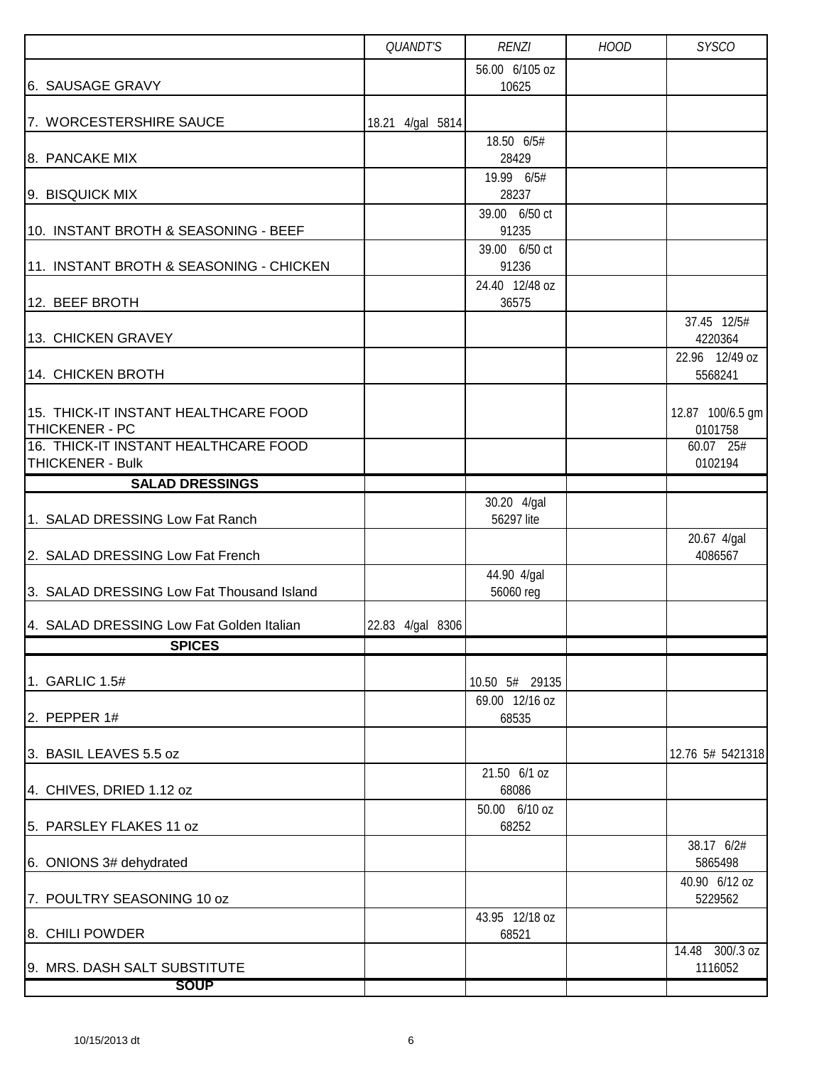| | *QUANDT'S* | *RENZI* | *HOOD* | *SYSCO* |
|---|---|---|---|---|
| 6. SAUSAGE GRAVY | | 56.00 6/105 oz 10625 | | |
| 7. WORCESTERSHIRE SAUCE | 18.21 4/gal 5814 | | | |
| 8. PANCAKE MIX | | 18.50 6/5# 28429 | | |
| 9. BISQUICK MIX | | 19.99 6/5# 28237 | | |
| 10. INSTANT BROTH & SEASONING - BEEF | | 39.00 6/50 ct 91235 | | |
| 11. INSTANT BROTH & SEASONING - CHICKEN | | 39.00 6/50 ct 91236 | | |
| 12. BEEF BROTH | | 24.40 12/48 oz 36575 | | |
| 13. CHICKEN GRAVEY | | | | 37.45 12/5# 4220364 |
| 14. CHICKEN BROTH | | | | 22.96 12/49 oz 5568241 |
| 15. THICK-IT INSTANT HEALTHCARE FOOD THICKENER - PC | | | | 12.87 100/6.5 gm 0101758 |
| 16. THICK-IT INSTANT HEALTHCARE FOOD THICKENER - Bulk | | | | 60.07 25# 0102194 |
| **SALAD DRESSINGS** | | | | |
| 1. SALAD DRESSING Low Fat Ranch | | 30.20 4/gal 56297 lite | | |
| 2. SALAD DRESSING Low Fat French | | | | 20.67 4/gal 4086567 |
| 3. SALAD DRESSING Low Fat Thousand Island | | 44.90 4/gal 56060 reg | | |
| 4. SALAD DRESSING Low Fat Golden Italian | 22.83 4/gal 8306 | | | |
| **SPICES** | | | | |
| 1. GARLIC 1.5# | | 10.50 5# 29135 | | |
| 2. PEPPER 1# | | 69.00 12/16 oz 68535 | | |
| 3. BASIL LEAVES 5.5 oz | | | | 12.76 5# 5421318 |
| 4. CHIVES, DRIED 1.12 oz | | 21.50 6/1 oz 68086 | | |
| 5. PARSLEY FLAKES 11 oz | | 50.00 6/10 oz 68252 | | |
| 6. ONIONS 3# dehydrated | | | | 38.17 6/2# 5865498 |
| 7. POULTRY SEASONING 10 oz | | | | 40.90 6/12 oz 5229562 |
| 8. CHILI POWDER | | 43.95 12/18 oz 68521 | | |
| 9. MRS. DASH SALT SUBSTITUTE | | | | 14.48 300/.3 oz 1116052 |
| **SOUP** | | | | |

10/15/2013 dt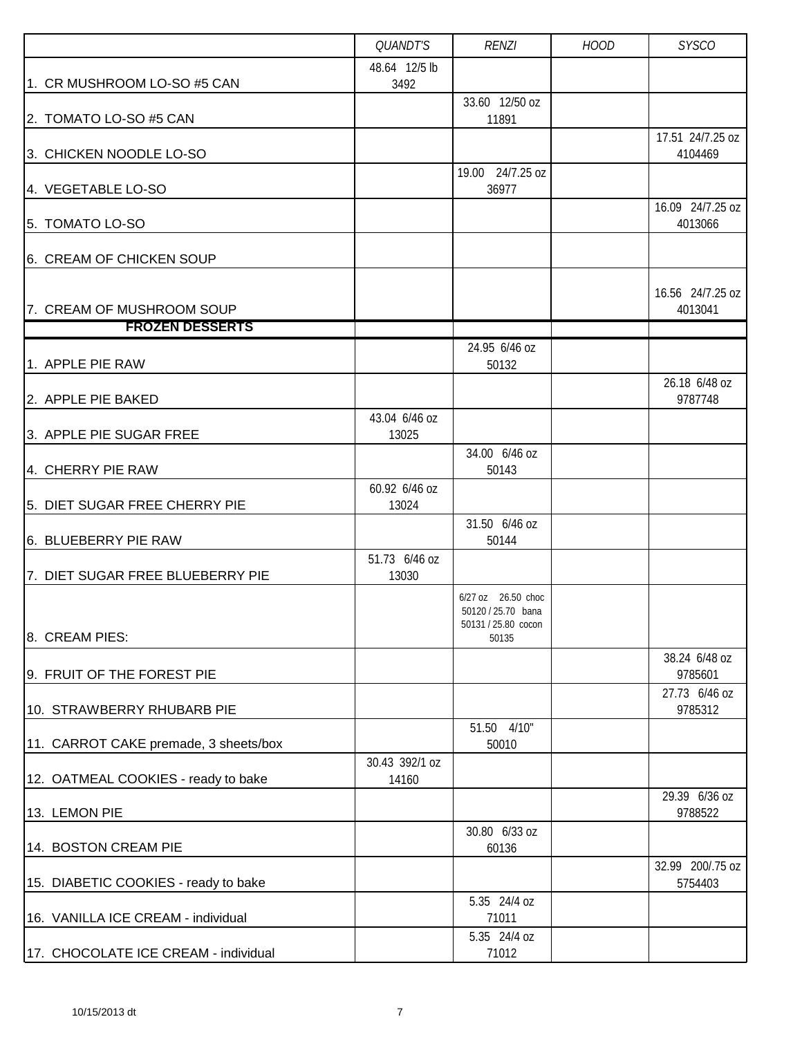| | QUANDT'S | RENZI | HOOD | SYSCO |
|---|---|---|---|---|
| 1. CR MUSHROOM LO-SO #5 CAN | 48.64 12/5 lb 3492 | | | |
| 2. TOMATO LO-SO #5 CAN | | 33.60 12/50 oz 11891 | | |
| 3. CHICKEN NOODLE LO-SO | | | | 17.51 24/7.25 oz 4104469 |
| 4. VEGETABLE LO-SO | | 19.00 24/7.25 oz 36977 | | |
| 5. TOMATO LO-SO | | | | 16.09 24/7.25 oz 4013066 |
| 6. CREAM OF CHICKEN SOUP | | | | |
| 7. CREAM OF MUSHROOM SOUP | | | | 16.56 24/7.25 oz 4013041 |
| **FROZEN DESSERTS** | | | | |
| 1. APPLE PIE RAW | | 24.95 6/46 oz 50132 | | |
| 2. APPLE PIE BAKED | | | | 26.18 6/48 oz 9787748 |
| 3. APPLE PIE SUGAR FREE | 43.04 6/46 oz 13025 | | | |
| 4. CHERRY PIE RAW | | 34.00 6/46 oz 50143 | | |
| 5. DIET SUGAR FREE CHERRY PIE | 60.92 6/46 oz 13024 | | | |
| 6. BLUEBERRY PIE RAW | | 31.50 6/46 oz 50144 | | |
| 7. DIET SUGAR FREE BLUEBERRY PIE | 51.73 6/46 oz 13030 | | | |
| 8. CREAM PIES: | | 6/27 oz 26.50 choc 50120 / 25.70 bana 50131 / 25.80 cocon 50135 | | |
| 9. FRUIT OF THE FOREST PIE | | | | 38.24 6/48 oz 9785601 |
| 10. STRAWBERRY RHUBARB PIE | | | | 27.73 6/46 oz 9785312 |
| 11. CARROT CAKE premade, 3 sheets/box | | 51.50 4/10" 50010 | | |
| 12. OATMEAL COOKIES - ready to bake | 30.43 392/1 oz 14160 | | | |
| 13. LEMON PIE | | | | 29.39 6/36 oz 9788522 |
| 14. BOSTON CREAM PIE | | 30.80 6/33 oz 60136 | | |
| 15. DIABETIC COOKIES - ready to bake | | | | 32.99 200/.75 oz 5754403 |
| 16. VANILLA ICE CREAM - individual | | 5.35 24/4 oz 71011 | | |
| 17. CHOCOLATE ICE CREAM - individual | | 5.35 24/4 oz 71012 | | |

10/15/2013 dt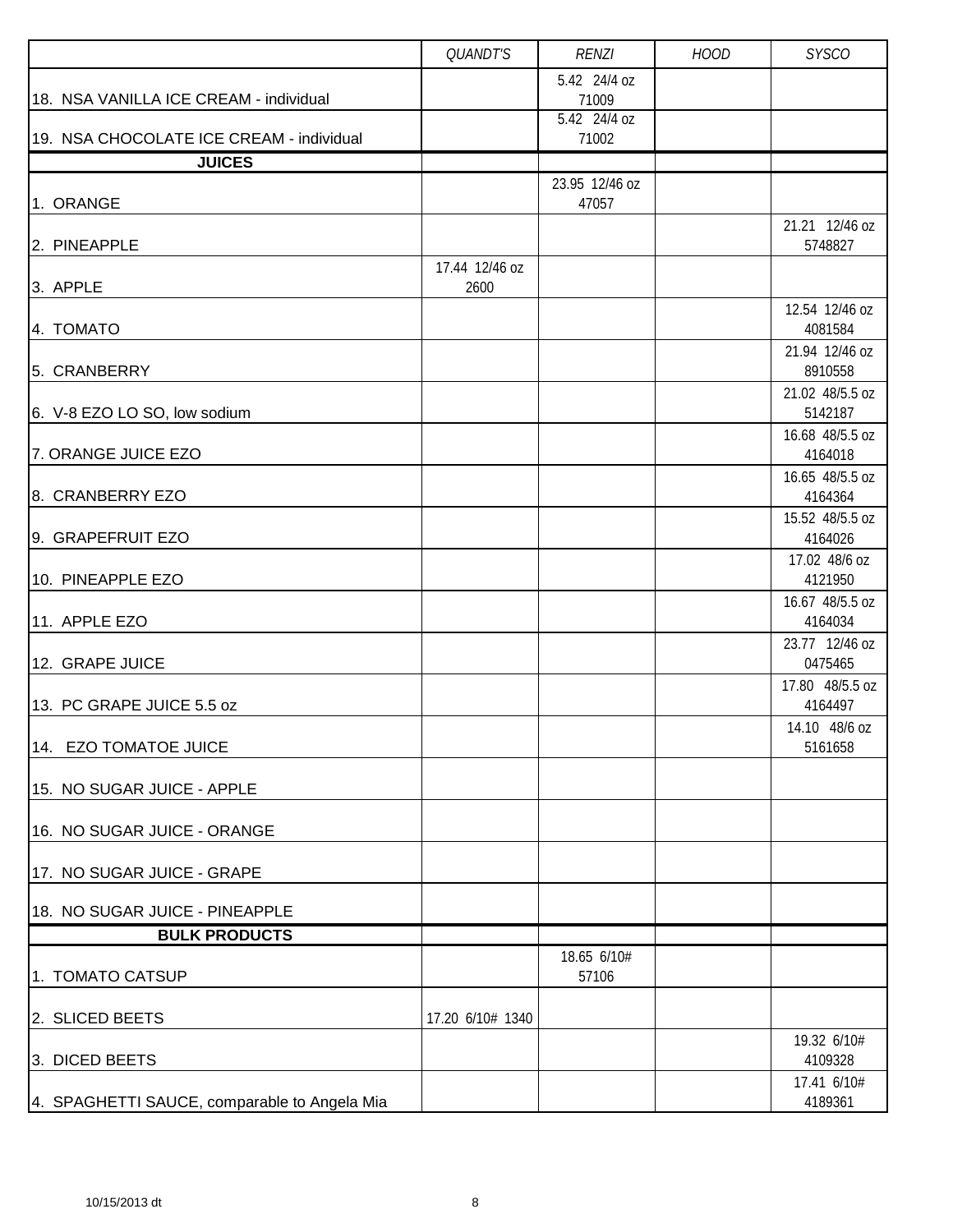| | QUANDT'S | RENZI | HOOD | SYSCO |
|---|---|---|---|---|
| 18. NSA VANILLA ICE CREAM - individual | | 5.42 24/4 oz 71009 | | |
| 19. NSA CHOCOLATE ICE CREAM - individual | | 5.42 24/4 oz 71002 | | |
| **JUICES** | | | | |
| 1. ORANGE | | 23.95 12/46 oz 47057 | | |
| 2. PINEAPPLE | | | | 21.21 12/46 oz 5748827 |
| 3. APPLE | 17.44 12/46 oz 2600 | | | |
| 4. TOMATO | | | | 12.54 12/46 oz 4081584 |
| 5. CRANBERRY | | | | 21.94 12/46 oz 8910558 |
| 6. V-8 EZO LO SO, low sodium | | | | 21.02 48/5.5 oz 5142187 |
| 7. ORANGE JUICE EZO | | | | 16.68 48/5.5 oz 4164018 |
| 8. CRANBERRY EZO | | | | 16.65 48/5.5 oz 4164364 |
| 9. GRAPEFRUIT EZO | | | | 15.52 48/5.5 oz 4164026 |
| 10. PINEAPPLE EZO | | | | 17.02 48/6 oz 4121950 |
| 11. APPLE EZO | | | | 16.67 48/5.5 oz 4164034 |
| 12. GRAPE JUICE | | | | 23.77 12/46 oz 0475465 |
| 13. PC GRAPE JUICE 5.5 oz | | | | 17.80 48/5.5 oz 4164497 |
| 14. EZO TOMATOE JUICE | | | | 14.10 48/6 oz 5161658 |
| 15. NO SUGAR JUICE - APPLE | | | | |
| 16. NO SUGAR JUICE - ORANGE | | | | |
| 17. NO SUGAR JUICE - GRAPE | | | | |
| 18. NO SUGAR JUICE - PINEAPPLE | | | | |
| **BULK PRODUCTS** | | | | |
| 1. TOMATO CATSUP | | 18.65 6/10# 57106 | | |
| 2. SLICED BEETS | 17.20 6/10# 1340 | | | |
| 3. DICED BEETS | | | | 19.32 6/10# 4109328 |
| 4. SPAGHETTI SAUCE, comparable to Angela Mia | | | | 17.41 6/10# 4189361 |

10/15/2013 dt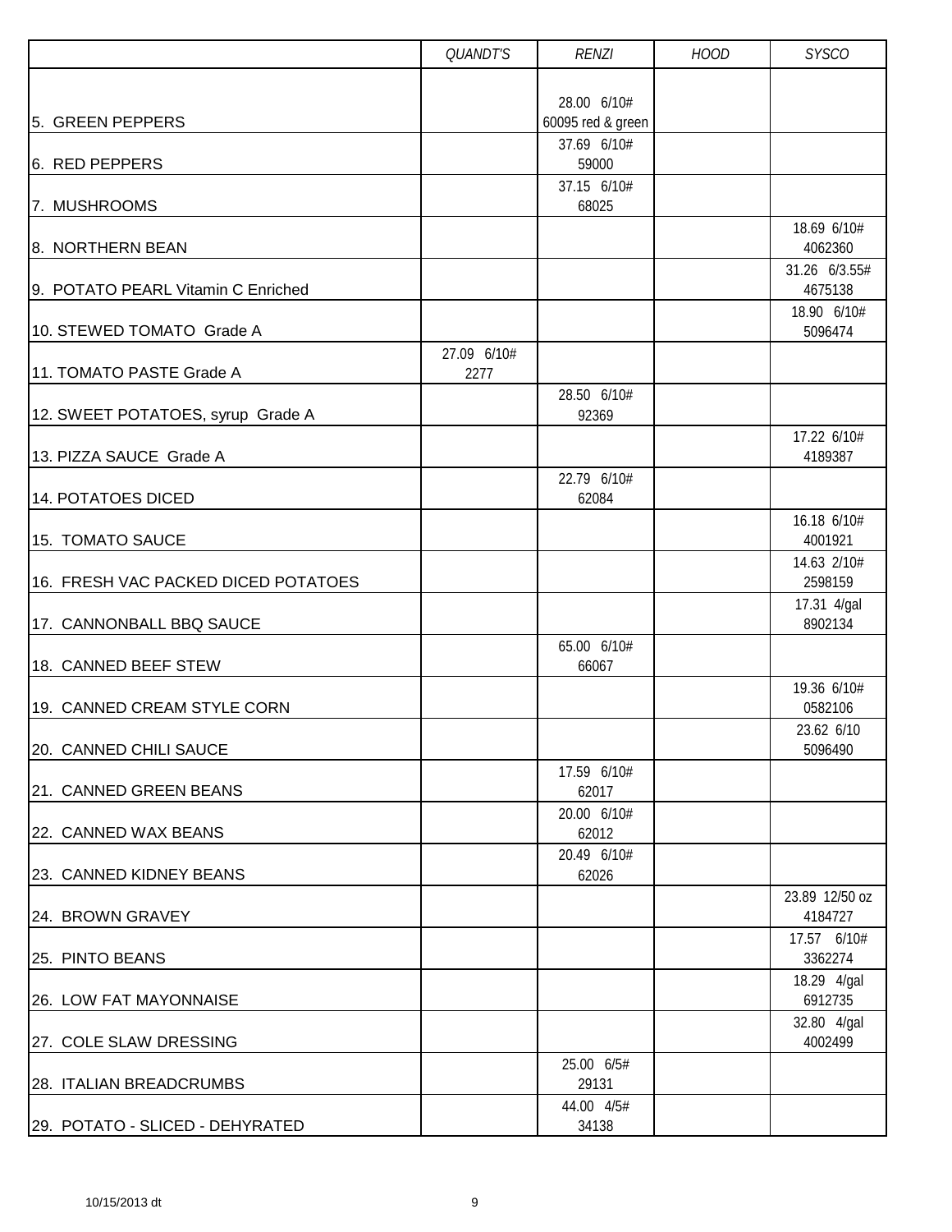| | QUANDT'S | RENZI | HOOD | SYSCO |
|---|---|---|---|---|
| 5. GREEN PEPPERS | | 28.00 6/10# 60095 red & green | | |
| 6. RED PEPPERS | | 37.69 6/10# 59000 | | |
| 7. MUSHROOMS | | 37.15 6/10# 68025 | | |
| 8. NORTHERN BEAN | | | | 18.69 6/10# 4062360 |
| 9. POTATO PEARL Vitamin C Enriched | | | | 31.26 6/3.55# 4675138 |
| 10. STEWED TOMATO Grade A | | | | 18.90 6/10# 5096474 |
| 11. TOMATO PASTE Grade A | 27.09 6/10# 2277 | | | |
| 12. SWEET POTATOES, syrup Grade A | | 28.50 6/10# 92369 | | |
| 13. PIZZA SAUCE Grade A | | | | 17.22 6/10# 4189387 |
| 14. POTATOES DICED | | 22.79 6/10# 62084 | | |
| 15. TOMATO SAUCE | | | | 16.18 6/10# 4001921 |
| 16. FRESH VAC PACKED DICED POTATOES | | | | 14.63 2/10# 2598159 |
| 17. CANNONBALL BBQ SAUCE | | | | 17.31 4/gal 8902134 |
| 18. CANNED BEEF STEW | | 65.00 6/10# 66067 | | |
| 19. CANNED CREAM STYLE CORN | | | | 19.36 6/10# 0582106 |
| 20. CANNED CHILI SAUCE | | | | 23.62 6/10 5096490 |
| 21. CANNED GREEN BEANS | | 17.59 6/10# 62017 | | |
| 22. CANNED WAX BEANS | | 20.00 6/10# 62012 | | |
| 23. CANNED KIDNEY BEANS | | 20.49 6/10# 62026 | | |
| 24. BROWN GRAVEY | | | | 23.89 12/50 oz 4184727 |
| 25. PINTO BEANS | | | | 17.57 6/10# 3362274 |
| 26. LOW FAT MAYONNAISE | | | | 18.29 4/gal 6912735 |
| 27. COLE SLAW DRESSING | | | | 32.80 4/gal 4002499 |
| 28. ITALIAN BREADCRUMBS | | 25.00 6/5# 29131 | | |
| 29. POTATO - SLICED - DEHYRATED | | 44.00 4/5# 34138 | | |

10/15/2013 dt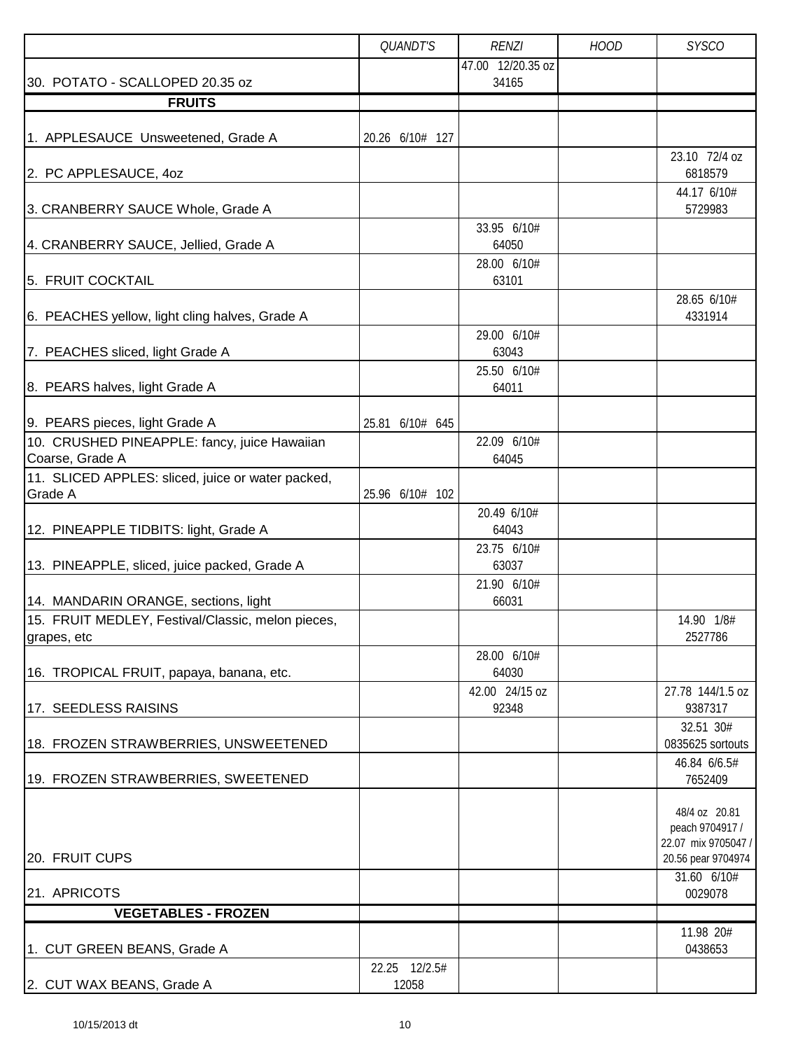| | QUANDT'S | RENZI | HOOD | SYSCO |
|---|---|---|---|---|
| 30. POTATO - SCALLOPED 20.35 oz | | 47.00 12/20.35 oz 34165 | | |
| **FRUITS** | | | | |
| 1. APPLESAUCE Unsweetened, Grade A | 20.26 6/10# 127 | | | |
| 2. PC APPLESAUCE, 4oz | | | | 23.10 72/4 oz 6818579 |
| 3. CRANBERRY SAUCE Whole, Grade A | | | | 44.17 6/10# 5729983 |
| 4. CRANBERRY SAUCE, Jellied, Grade A | | 33.95 6/10# 64050 | | |
| 5. FRUIT COCKTAIL | | 28.00 6/10# 63101 | | |
| 6. PEACHES yellow, light cling halves, Grade A | | | | 28.65 6/10# 4331914 |
| 7. PEACHES sliced, light Grade A | | 29.00 6/10# 63043 | | |
| 8. PEARS halves, light Grade A | | 25.50 6/10# 64011 | | |
| 9. PEARS pieces, light Grade A | 25.81 6/10# 645 | | | |
| 10. CRUSHED PINEAPPLE: fancy, juice Hawaiian Coarse, Grade A | | 22.09 6/10# 64045 | | |
| 11. SLICED APPLES: sliced, juice or water packed, Grade A | 25.96 6/10# 102 | | | |
| 12. PINEAPPLE TIDBITS: light, Grade A | | 20.49 6/10# 64043 | | |
| 13. PINEAPPLE, sliced, juice packed, Grade A | | 23.75 6/10# 63037 | | |
| 14. MANDARIN ORANGE, sections, light | | 21.90 6/10# 66031 | | |
| 15. FRUIT MEDLEY, Festival/Classic, melon pieces, grapes, etc | | | | 14.90 1/8# 2527786 |
| 16. TROPICAL FRUIT, papaya, banana, etc. | | 28.00 6/10# 64030 | | |
| 17. SEEDLESS RAISINS | | 42.00 24/15 oz 92348 | | 27.78 144/1.5 oz 9387317 |
| 18. FROZEN STRAWBERRIES, UNSWEETENED | | | | 32.51 30# 0835625 sortouts |
| 19. FROZEN STRAWBERRIES, SWEETENED | | | | 46.84 6/6.5# 7652409 |
| 20. FRUIT CUPS | | | | 48/4 oz 20.81 peach 9704917 / 22.07 mix 9705047 / 20.56 pear 9704974 |
| 21. APRICOTS | | | | 31.60 6/10# 0029078 |
| **VEGETABLES - FROZEN** | | | | |
| 1. CUT GREEN BEANS, Grade A | | | | 11.98 20# 0438653 |
| 2. CUT WAX BEANS, Grade A | 22.25 12/2.5# 12058 | | | |

10/15/2013 dt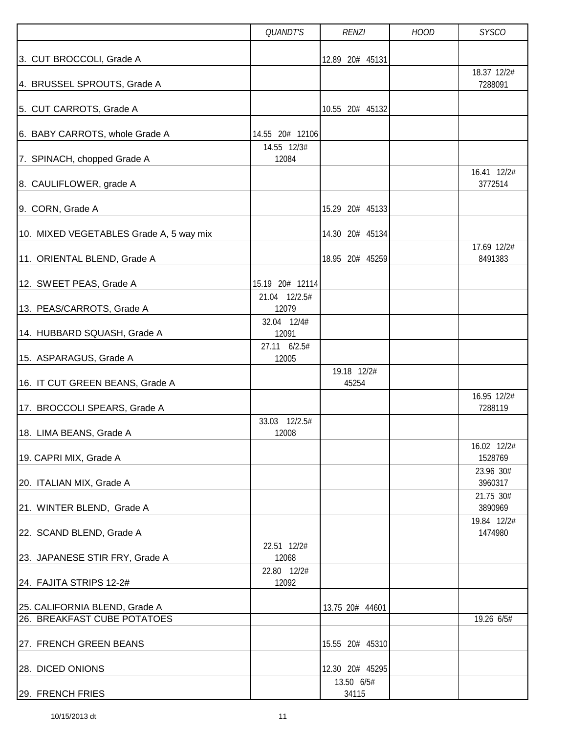| | QUANDT'S | RENZI | HOOD | SYSCO |
|---|---|---|---|---|
| 3. CUT BROCCOLI, Grade A | | 12.89 20# 45131 | | |
| 4. BRUSSEL SPROUTS, Grade A | | | | 18.37 12/2# 7288091 |
| 5. CUT CARROTS, Grade A | | 10.55 20# 45132 | | |
| 6. BABY CARROTS, whole Grade A | 14.55 20# 12106 | | | |
| 7. SPINACH, chopped Grade A | 14.55 12/3# 12084 | | | |
| 8. CAULIFLOWER, grade A | | | | 16.41 12/2# 3772514 |
| 9. CORN, Grade A | | 15.29 20# 45133 | | |
| 10. MIXED VEGETABLES Grade A, 5 way mix | | 14.30 20# 45134 | | |
| 11. ORIENTAL BLEND, Grade A | | 18.95 20# 45259 | | 17.69 12/2# 8491383 |
| 12. SWEET PEAS, Grade A | 15.19 20# 12114 | | | |
| 13. PEAS/CARROTS, Grade A | 21.04 12/2.5# 12079 | | | |
| 14. HUBBARD SQUASH, Grade A | 32.04 12/4# 12091 | | | |
| 15. ASPARAGUS, Grade A | 27.11 6/2.5# 12005 | | | |
| 16. IT CUT GREEN BEANS, Grade A | | 19.18 12/2# 45254 | | |
| 17. BROCCOLI SPEARS, Grade A | | | | 16.95 12/2# 7288119 |
| 18. LIMA BEANS, Grade A | 33.03 12/2.5# 12008 | | | |
| 19. CAPRI MIX, Grade A | | | | 16.02 12/2# 1528769 |
| 20. ITALIAN MIX, Grade A | | | | 23.96 30# 3960317 |
| 21. WINTER BLEND, Grade A | | | | 21.75 30# 3890969 |
| 22. SCAND BLEND, Grade A | | | | 19.84 12/2# 1474980 |
| 23. JAPANESE STIR FRY, Grade A | 22.51 12/2# 12068 | | | |
| 24. FAJITA STRIPS 12-2# | 22.80 12/2# 12092 | | | |
| 25. CALIFORNIA BLEND, Grade A | | 13.75 20# 44601 | | |
| 26. BREAKFAST CUBE POTATOES | | | | 19.26 6/5# |
| 27. FRENCH GREEN BEANS | | 15.55 20# 45310 | | |
| 28. DICED ONIONS | | 12.30 20# 45295 | | |
| 29. FRENCH FRIES | | 13.50 6/5# 34115 | | |

10/15/2013 dt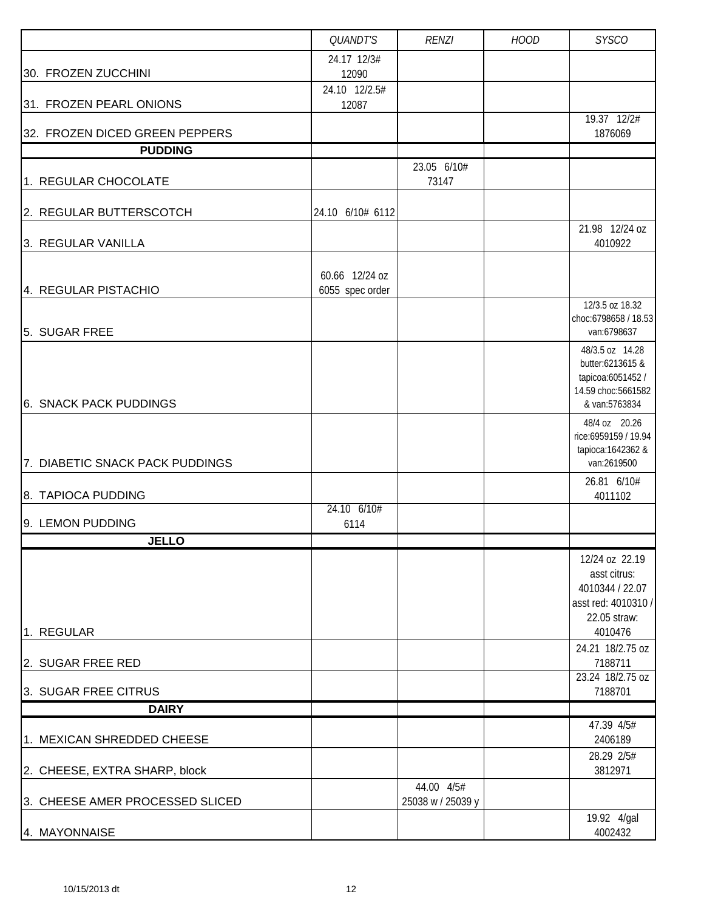| | QUANDT'S | RENZI | HOOD | SYSCO |
|---|---|---|---|---|
| 30. FROZEN ZUCCHINI | 24.17 12/3# 12090 | | | |
| 31. FROZEN PEARL ONIONS | 24.10 12/2.5# 12087 | | | |
| 32. FROZEN DICED GREEN PEPPERS | | | | 19.37 12/2# 1876069 |
| **PUDDING** | | | | |
| 1. REGULAR CHOCOLATE | | 23.05 6/10# 73147 | | |
| 2. REGULAR BUTTERSCOTCH | 24.10 6/10# 6112 | | | |
| 3. REGULAR VANILLA | | | | 21.98 12/24 oz 4010922 |
| 4. REGULAR PISTACHIO | 60.66 12/24 oz 6055 spec order | | | |
| 5. SUGAR FREE | | | | 12/3.5 oz 18.32 choc:6798658 / 18.53 van:6798637 |
| 6. SNACK PACK PUDDINGS | | | | 48/3.5 oz 14.28 butter:6213615 & tapicoa:6051452 / 14.59 choc:5661582 & van:5763834 |
| 7. DIABETIC SNACK PACK PUDDINGS | | | | 48/4 oz 20.26 rice:6959159 / 19.94 tapioca:1642362 & van:2619500 |
| 8. TAPIOCA PUDDING | | | | 26.81 6/10# 4011102 |
| 9. LEMON PUDDING | 24.10 6/10# 6114 | | | |
| **JELLO** | | | | |
| 1. REGULAR | | | | 12/24 oz 22.19 asst citrus: 4010344 / 22.07 asst red: 4010310 / 22.05 straw: 4010476 |
| 2. SUGAR FREE RED | | | | 24.21 18/2.75 oz 7188711 |
| 3. SUGAR FREE CITRUS | | | | 23.24 18/2.75 oz 7188701 |
| **DAIRY** | | | | |
| 1. MEXICAN SHREDDED CHEESE | | | | 47.39 4/5# 2406189 |
| 2. CHEESE, EXTRA SHARP, block | | | | 28.29 2/5# 3812971 |
| 3. CHEESE AMER PROCESSED SLICED | | 44.00 4/5# 25038 w / 25039 y | | |
| 4. MAYONNAISE | | | | 19.92 4/gal 4002432 |

10/15/2013 dt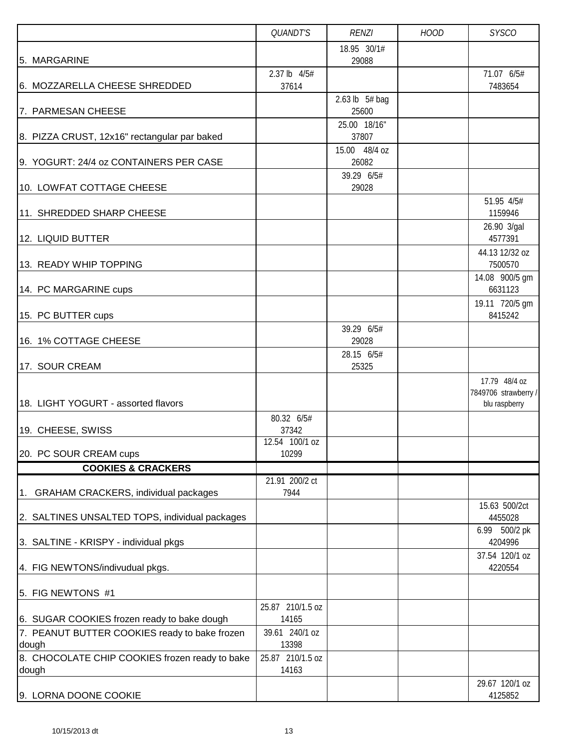| | QUANDT'S | RENZI | HOOD | SYSCO |
|---|---|---|---|---|
| 5. MARGARINE | | 18.95 30/1# 29088 | | |
| 6. MOZZARELLA CHEESE SHREDDED | 2.37 lb 4/5# 37614 | | | 71.07 6/5# 7483654 |
| 7. PARMESAN CHEESE | | 2.63 lb 5# bag 25600 | | |
| 8. PIZZA CRUST, 12x16" rectangular par baked | | 25.00 18/16" 37807 | | |
| 9. YOGURT: 24/4 oz CONTAINERS PER CASE | | 15.00 48/4 oz 26082 | | |
| 10. LOWFAT COTTAGE CHEESE | | 39.29 6/5# 29028 | | |
| 11. SHREDDED SHARP CHEESE | | | | 51.95 4/5# 1159946 |
| 12. LIQUID BUTTER | | | | 26.90 3/gal 4577391 |
| 13. READY WHIP TOPPING | | | | 44.13 12/32 oz 7500570 |
| 14. PC MARGARINE cups | | | | 14.08 900/5 gm 6631123 |
| 15. PC BUTTER cups | | | | 19.11 720/5 gm 8415242 |
| 16. 1% COTTAGE CHEESE | | 39.29 6/5# 29028 | | |
| 17. SOUR CREAM | | 28.15 6/5# 25325 | | |
| 18. LIGHT YOGURT - assorted flavors | | | | 17.79 48/4 oz 7849706 strawberry / blu raspberry |
| 19. CHEESE, SWISS | 80.32 6/5# 37342 | | | |
| 20. PC SOUR CREAM cups | 12.54 100/1 oz 10299 | | | |
| **COOKIES & CRACKERS** | | | | |
| 1. GRAHAM CRACKERS, individual packages | 21.91 200/2 ct 7944 | | | |
| 2. SALTINES UNSALTED TOPS, individual packages | | | | 15.63 500/2ct 4455028 |
| 3. SALTINE - KRISPY - individual pkgs | | | | 6.99 500/2 pk 4204996 |
| 4. FIG NEWTONS/indivudual pkgs. | | | | 37.54 120/1 oz 4220554 |
| 5. FIG NEWTONS #1 | | | | |
| 6. SUGAR COOKIES frozen ready to bake dough | 25.87 210/1.5 oz 14165 | | | |
| 7. PEANUT BUTTER COOKIES ready to bake frozen dough | 39.61 240/1 oz 13398 | | | |
| 8. CHOCOLATE CHIP COOKIES frozen ready to bake dough | 25.87 210/1.5 oz 14163 | | | |
| 9. LORNA DOONE COOKIE | | | | 29.67 120/1 oz 4125852 |

10/15/2013 dt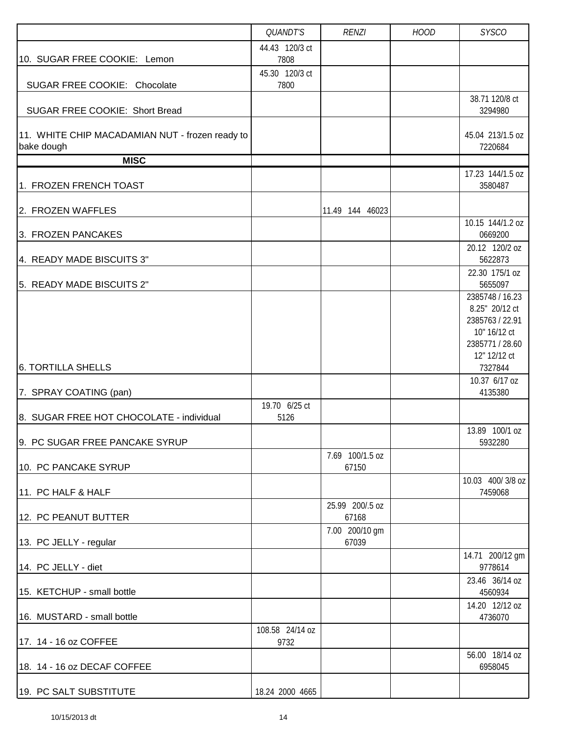| | *QUANDT'S* | *RENZI* | *HOOD* | *SYSCO* |
|---|---|---|---|---|
| 10. SUGAR FREE COOKIE: Lemon | 44.43 120/3 ct 7808 | | | |
| SUGAR FREE COOKIE: Chocolate | 45.30 120/3 ct 7800 | | | |
| SUGAR FREE COOKIE: Short Bread | | | | 38.71 120/8 ct 3294980 |
| 11. WHITE CHIP MACADAMIAN NUT - frozen ready to bake dough | | | | 45.04 213/1.5 oz 7220684 |
| **MISC** | | | | |
| 1. FROZEN FRENCH TOAST | | | | 17.23 144/1.5 oz 3580487 |
| 2. FROZEN WAFFLES | | 11.49 144 46023 | | |
| 3. FROZEN PANCAKES | | | | 10.15 144/1.2 oz 0669200 |
| 4. READY MADE BISCUITS 3" | | | | 20.12 120/2 oz 5622873 |
| 5. READY MADE BISCUITS 2" | | | | 22.30 175/1 oz 5655097 |
| 6. TORTILLA SHELLS | | | | 2385748 / 16.23 8.25" 20/12 ct 2385763 / 22.91 10" 16/12 ct 2385771 / 28.60 12" 12/12 ct 7327844 |
| 7. SPRAY COATING (pan) | | | | 10.37 6/17 oz 4135380 |
| 8. SUGAR FREE HOT CHOCOLATE - individual | 19.70 6/25 ct 5126 | | | |
| 9. PC SUGAR FREE PANCAKE SYRUP | | | | 13.89 100/1 oz 5932280 |
| 10. PC PANCAKE SYRUP | | 7.69 100/1.5 oz 67150 | | |
| 11. PC HALF & HALF | | | | 10.03 400/ 3/8 oz 7459068 |
| 12. PC PEANUT BUTTER | | 25.99 200/.5 oz 67168 | | |
| 13. PC JELLY - regular | | 7.00 200/10 gm 67039 | | |
| 14. PC JELLY - diet | | | | 14.71 200/12 gm 9778614 |
| 15. KETCHUP - small bottle | | | | 23.46 36/14 oz 4560934 |
| 16. MUSTARD - small bottle | | | | 14.20 12/12 oz 4736070 |
| 17. 14 - 16 oz COFFEE | 108.58 24/14 oz 9732 | | | |
| 18. 14 - 16 oz DECAF COFFEE | | | | 56.00 18/14 oz 6958045 |
| 19. PC SALT SUBSTITUTE | 18.24 2000 4665 | | | |

10/15/2013 dt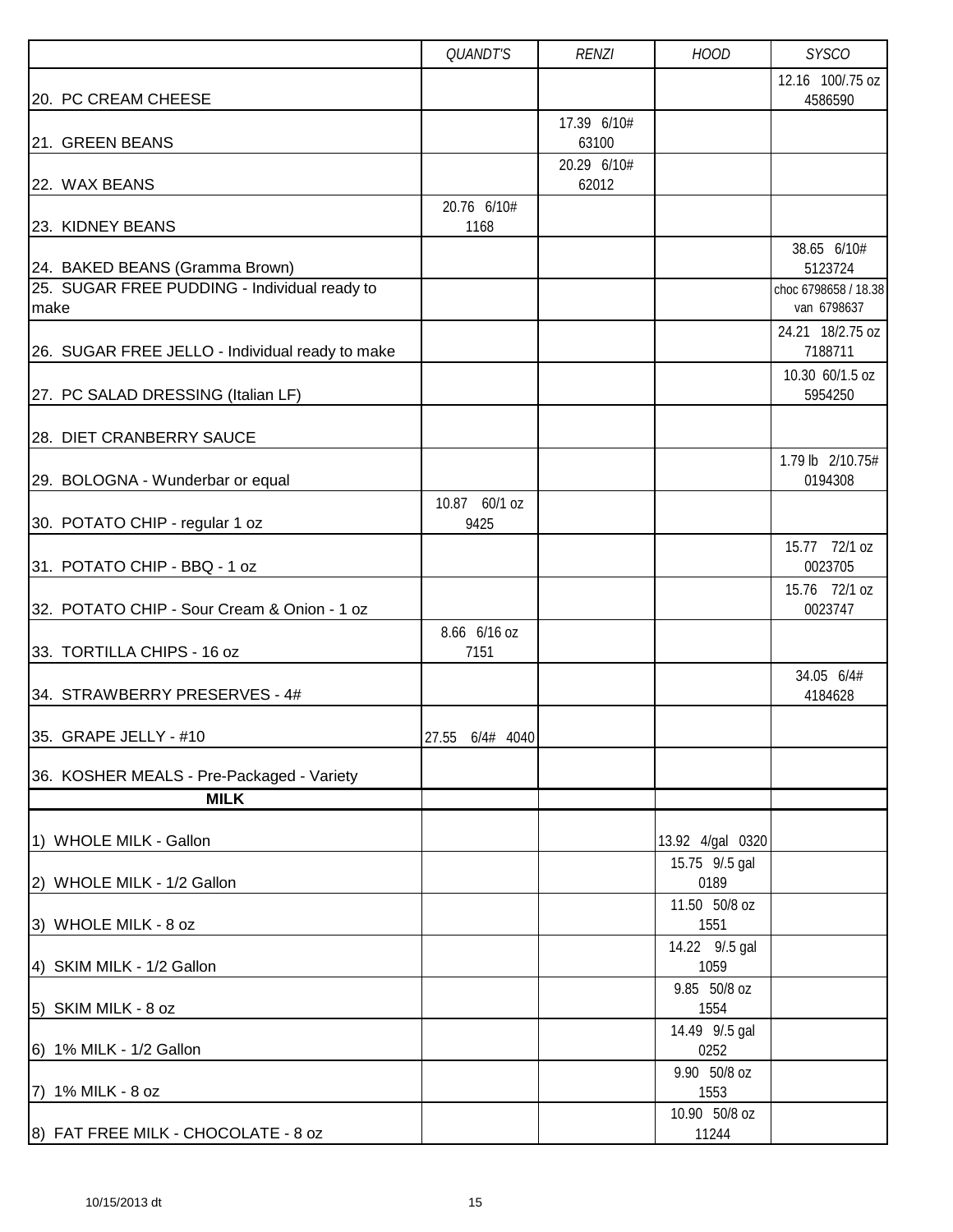| | QUANDT'S | RENZI | HOOD | SYSCO |
|---|---|---|---|---|
| 20. PC CREAM CHEESE | | | | 12.16 100/.75 oz 4586590 |
| 21. GREEN BEANS | | 17.39 6/10# 63100 | | |
| 22. WAX BEANS | | 20.29 6/10# 62012 | | |
| 23. KIDNEY BEANS | 20.76 6/10# 1168 | | | |
| 24. BAKED BEANS (Gramma Brown) | | | | 38.65 6/10# 5123724 |
| 25. SUGAR FREE PUDDING - Individual ready to make | | | | choc 6798658 / 18.38 van 6798637 |
| 26. SUGAR FREE JELLO - Individual ready to make | | | | 24.21 18/2.75 oz 7188711 |
| 27. PC SALAD DRESSING (Italian LF) | | | | 10.30 60/1.5 oz 5954250 |
| 28. DIET CRANBERRY SAUCE | | | | |
| 29. BOLOGNA - Wunderbar or equal | | | | 1.79 lb 2/10.75# 0194308 |
| 30. POTATO CHIP - regular 1 oz | 10.87 60/1 oz 9425 | | | |
| 31. POTATO CHIP - BBQ - 1 oz | | | | 15.77 72/1 oz 0023705 |
| 32. POTATO CHIP - Sour Cream & Onion - 1 oz | | | | 15.76 72/1 oz 0023747 |
| 33. TORTILLA CHIPS - 16 oz | 8.66 6/16 oz 7151 | | | |
| 34. STRAWBERRY PRESERVES - 4# | | | | 34.05 6/4# 4184628 |
| 35. GRAPE JELLY - #10 | 27.55 6/4# 4040 | | | |
| 36. KOSHER MEALS - Pre-Packaged - Variety | | | | |
| **MILK** | | | | |
| 1) WHOLE MILK - Gallon | | | 13.92 4/gal 0320 | |
| 2) WHOLE MILK - 1/2 Gallon | | | 15.75 9/.5 gal 0189 | |
| 3) WHOLE MILK - 8 oz | | | 11.50 50/8 oz 1551 | |
| 4) SKIM MILK - 1/2 Gallon | | | 14.22 9/.5 gal 1059 | |
| 5) SKIM MILK - 8 oz | | | 9.85 50/8 oz 1554 | |
| 6) 1% MILK - 1/2 Gallon | | | 14.49 9/.5 gal 0252 | |
| 7) 1% MILK - 8 oz | | | 9.90 50/8 oz 1553 | |
| 8) FAT FREE MILK - CHOCOLATE - 8 oz | | | 10.90 50/8 oz 11244 | |

10/15/2013 dt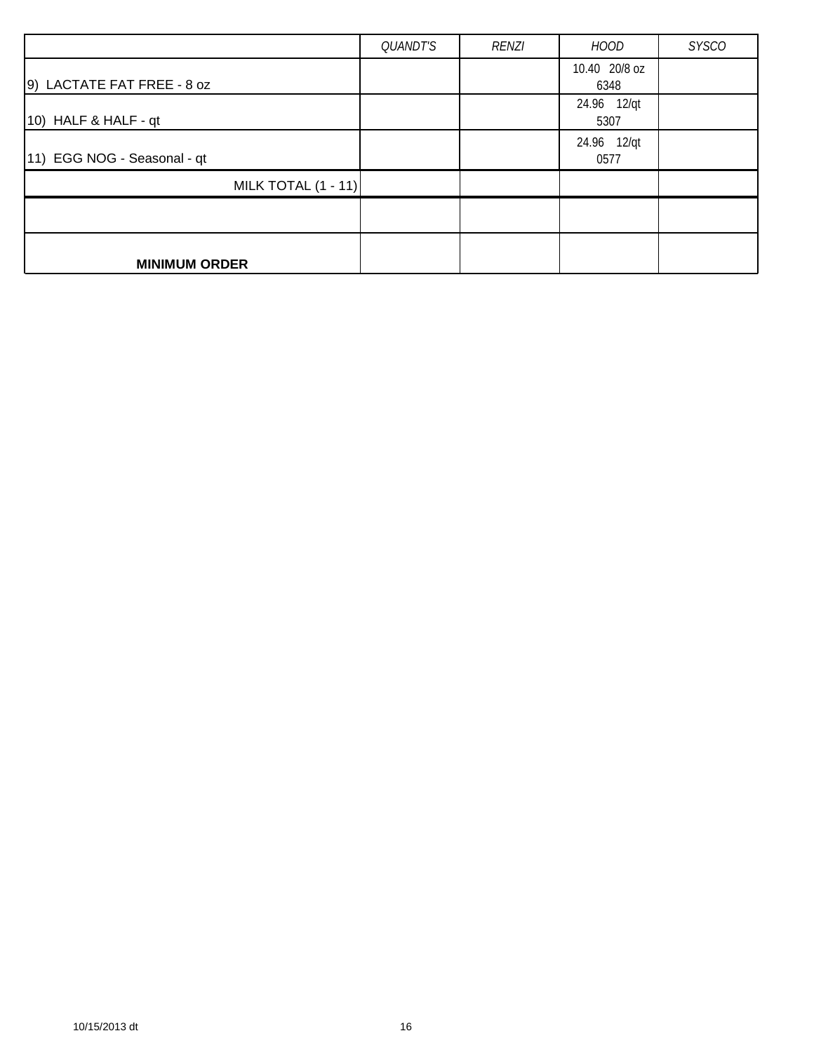| | *QUANDT'S* | *RENZI* | *HOOD* | *SYSCO* |
|---|---|---|---|---|
| 9) LACTATE FAT FREE - 8 oz | | | 10.40 20/8 oz<br>6348 | |
| 10) HALF & HALF - qt | | | 24.96 12/qt<br>5307 | |
| 11) EGG NOG - Seasonal - qt | | | 24.96 12/qt<br>0577 | |
| MILK TOTAL (1 - 11) | | | | |
| | | | | |
| **MINIMUM ORDER** | | | | |

10/15/2013 dt